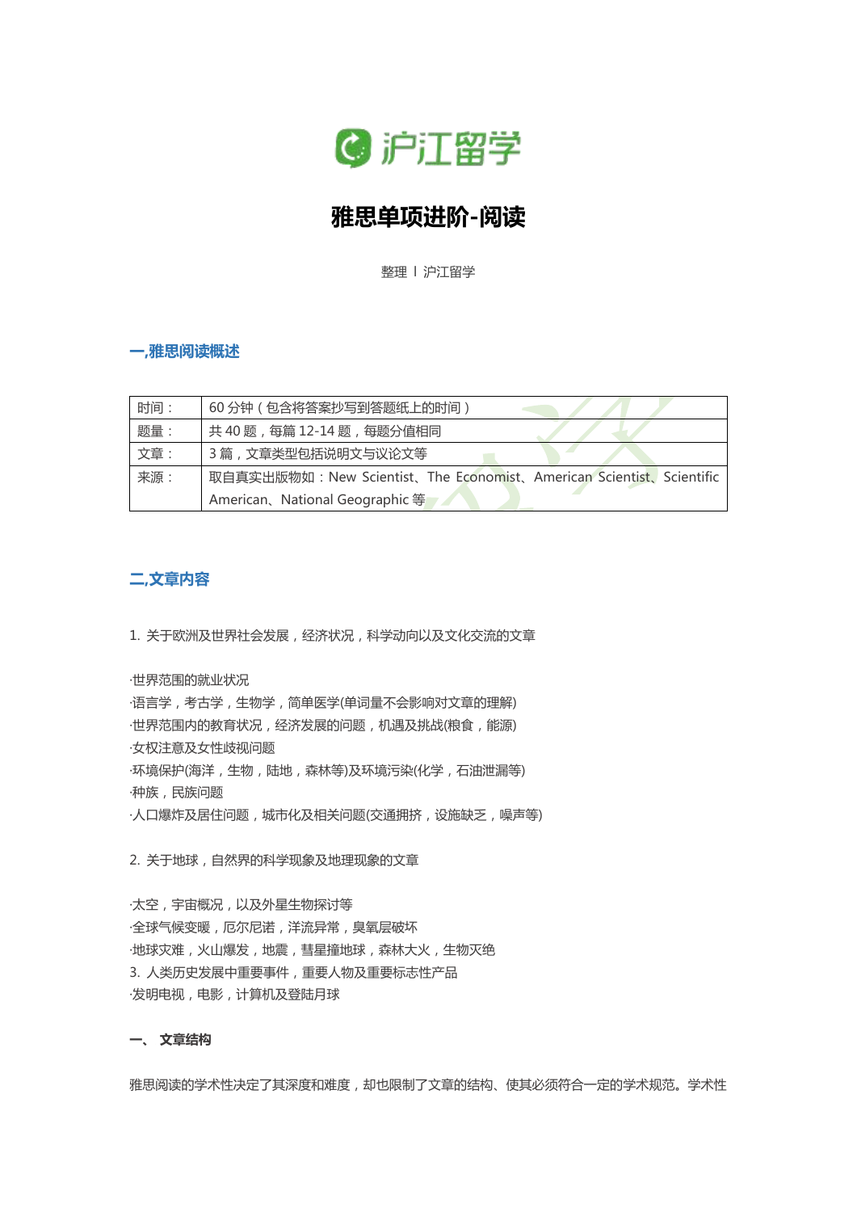沪江留学

# 雅思单项进阶-阅读

整理 l 沪江留学

## 一,雅思阅读概述

| 时间： | 60 分钟（包含将答案抄写到答题纸上的时间） |
|---|---|
| 题量： | 共 40 题，每篇 12-14 题，每题分值相同 |
| 文章： | 3 篇，文章类型包括说明文与议论文等 |
| 来源： | 取自真实出版物如：New Scientist、The Economist、American Scientist、Scientific American、National Geographic 等 |

## 二,文章内容

1. 关于欧洲及世界社会发展，经济状况，科学动向以及文化交流的文章

·世界范围的就业状况
·语言学，考古学，生物学，简单医学(单词量不会影响对文章的理解)
·世界范围内的教育状况，经济发展的问题，机遇及挑战(粮食，能源)
·女权注意及女性歧视问题
·环境保护(海洋，生物，陆地，森林等)及环境污染(化学，石油泄漏等)
·种族，民族问题
·人口爆炸及居住问题，城市化及相关问题(交通拥挤，设施缺乏，噪声等)

2. 关于地球，自然界的科学现象及地理现象的文章

·太空，宇宙概况，以及外星生物探讨等
·全球气候变暖，厄尔尼诺，洋流异常，臭氧层破坏
·地球灾难，火山爆发，地震，彗星撞地球，森林大火，生物灭绝
3. 人类历史发展中重要事件，重要人物及重要标志性产品
·发明电视，电影，计算机及登陆月球

### 一、 文章结构

雅思阅读的学术性决定了其深度和难度，却也限制了文章的结构、使其必须符合一定的学术规范。学术性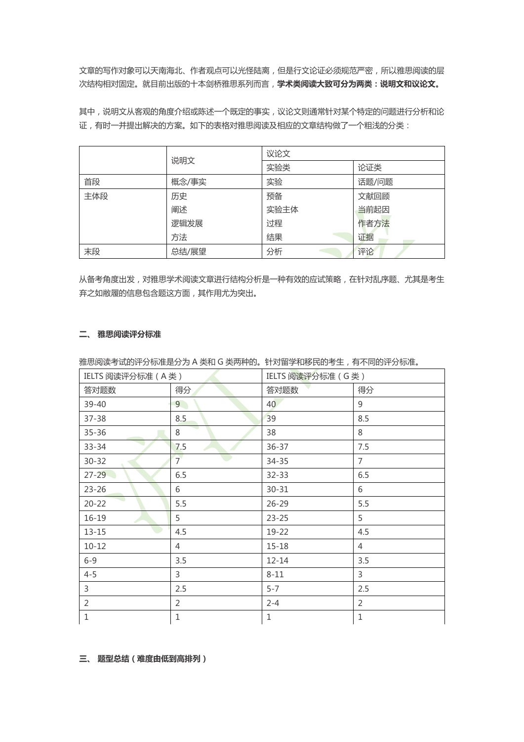文章的写作对象可以天南海北、作者观点可以光怪陆离，但是行文论证必须规范严密，所以雅思阅读的层次结构相对固定。就目前出版的十本剑桥雅思系列而言，**学术类阅读大致可分为两类：说明文和议论文。**

其中，说明文从客观的角度介绍或陈述一个既定的事实，议论文则通常针对某个特定的问题进行分析和论证，有时一并提出解决的方案。如下的表格对雅思阅读及相应的文章结构做了一个粗浅的分类：

| | 说明文 | 议论文 | |
|---|---|---|---|
| | | 实验类 | 论证类 |
| 首段 | 概念/事实 | 实验 | 话题/问题 |
| 主体段 | 历史<br>阐述<br>逻辑发展<br>方法 | 预备<br>实验主体<br>过程<br>结果 | 文献回顾<br>当前起因<br>作者方法<br>证据 |
| 末段 | 总结/展望 | 分析 | 评论 |

从备考角度出发，对雅思学术阅读文章进行结构分析是一种有效的应试策略，在针对乱序题、尤其是考生弃之如敝履的信息包含题这方面，其作用尤为突出。

## 二、 雅思阅读评分标准

雅思阅读考试的评分标准是分为 A 类和 G 类两种的。针对留学和移民的考生，有不同的评分标准。

| IELTS 阅读评分标准（A 类） | | IELTS 阅读评分标准（G 类） | |
|---|---|---|---|
| 答对题数 | 得分 | 答对题数 | 得分 |
| 39-40 | 9 | 40 | 9 |
| 37-38 | 8.5 | 39 | 8.5 |
| 35-36 | 8 | 38 | 8 |
| 33-34 | 7.5 | 36-37 | 7.5 |
| 30-32 | 7 | 34-35 | 7 |
| 27-29 | 6.5 | 32-33 | 6.5 |
| 23-26 | 6 | 30-31 | 6 |
| 20-22 | 5.5 | 26-29 | 5.5 |
| 16-19 | 5 | 23-25 | 5 |
| 13-15 | 4.5 | 19-22 | 4.5 |
| 10-12 | 4 | 15-18 | 4 |
| 6-9 | 3.5 | 12-14 | 3.5 |
| 4-5 | 3 | 8-11 | 3 |
| 3 | 2.5 | 5-7 | 2.5 |
| 2 | 2 | 2-4 | 2 |
| 1 | 1 | 1 | 1 |

## 三、 题型总结（难度由低到高排列）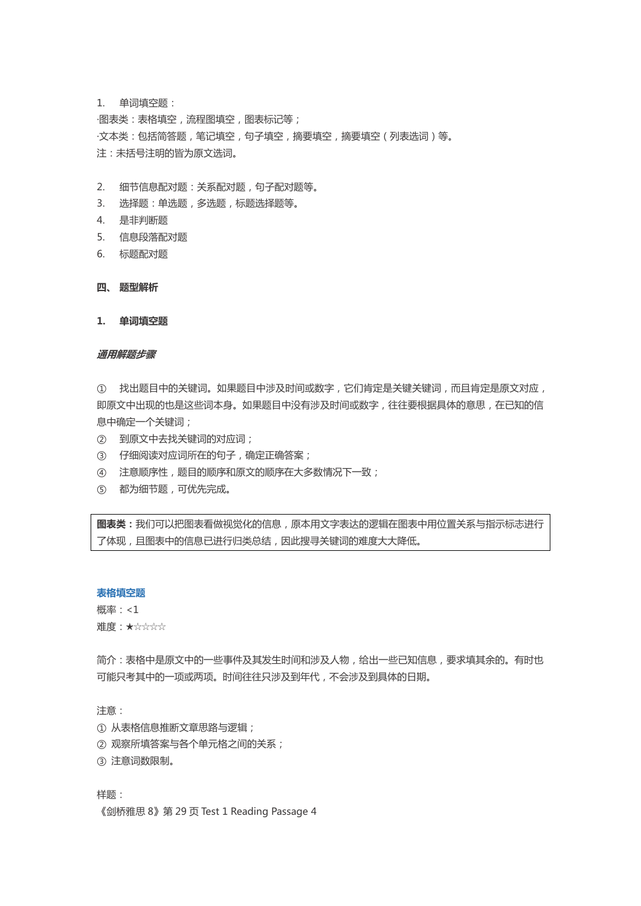1. 单词填空题：

·图表类：表格填空，流程图填空，图表标记等；

·文本类：包括简答题，笔记填空，句子填空，摘要填空，摘要填空（列表选词）等。

注：未括号注明的皆为原文选词。

2. 细节信息配对题：关系配对题，句子配对题等。
3. 选择题：单选题，多选题，标题选择题等。
4. 是非判断题
5. 信息段落配对题
6. 标题配对题

## 四、 题型解析

### 1. 单词填空题

***通用解题步骤***

① 找出题目中的关键词。如果题目中涉及时间或数字，它们肯定是关键关键词，而且肯定是原文对应，即原文中出现的也是这些词本身。如果题目中没有涉及时间或数字，往往要根据具体的意思，在已知的信息中确定一个关键词；

② 到原文中去找关键词的对应词；

③ 仔细阅读对应词所在的句子，确定正确答案；

④ 注意顺序性，题目的顺序和原文的顺序在大多数情况下一致；

⑤ 都为细节题，可优先完成。

**图表类：**我们可以把图表看做视觉化的信息，原本用文字表达的逻辑在图表中用位置关系与指示标志进行了体现，且图表中的信息已进行归类总结，因此搜寻关键词的难度大大降低。

**表格填空题**

概率：<1

难度：★☆☆☆☆

简介：表格中是原文中的一些事件及其发生时间和涉及人物，给出一些已知信息，要求填其余的。有时也可能只考其中的一项或两项。时间往往只涉及到年代，不会涉及到具体的日期。

注意：

① 从表格信息推断文章思路与逻辑；

② 观察所填答案与各个单元格之间的关系；

③ 注意词数限制。

样题：

《剑桥雅思 8》第 29 页 Test 1 Reading Passage 4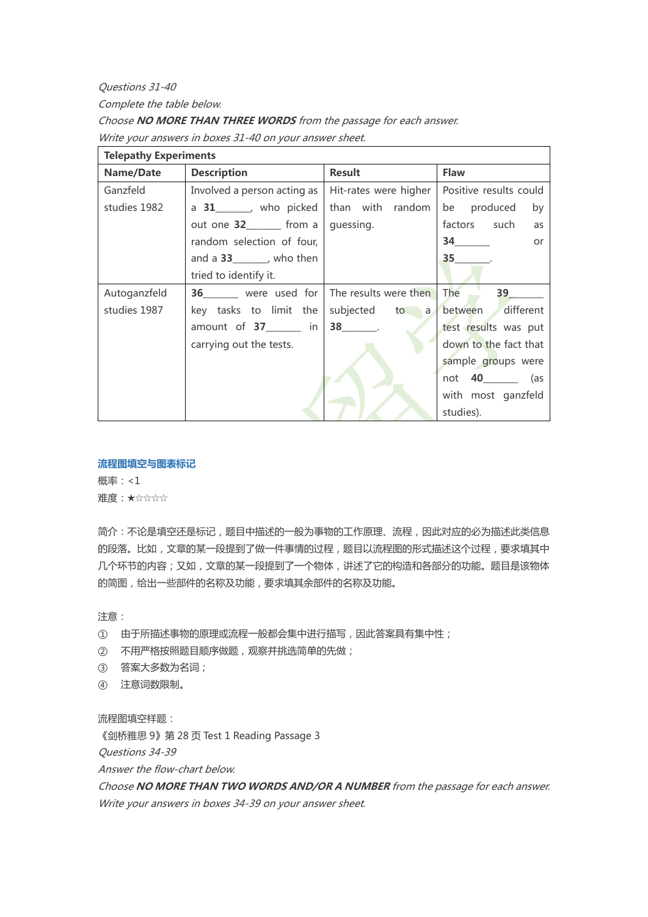*Questions 31-40*

*Complete the table below.*

*Choose **NO MORE THAN THREE WORDS** from the passage for each answer.*

*Write your answers in boxes 31-40 on your answer sheet.*

| **Telepathy Experiments** | | | |
|---|---|---|---|
| **Name/Date** | **Description** | **Result** | **Flaw** |
| Ganzfeld studies 1982 | Involved a person acting as a **31**______, who picked out one **32**______ from a random selection of four, and a **33**______, who then tried to identify it. | Hit-rates were higher than with random guessing. | Positive results could be produced by factors such as **34**______ or **35**______. |
| Autoganzfeld studies 1987 | **36**______ were used for key tasks to limit the amount of **37**______ in carrying out the tests. | The results were then subjected to a **38**______. | The **39**______ between different test results was put down to the fact that sample groups were not **40**______ (as with most ganzfeld studies). |

**流程图填空与图表标记**

概率：<1

难度：★☆☆☆☆

简介：不论是填空还是标记，题目中描述的一般为事物的工作原理、流程，因此对应的必为描述此类信息的段落。比如，文章的某一段提到了做一件事情的过程，题目以流程图的形式描述这个过程，要求填其中几个环节的内容；又如，文章的某一段提到了一个物体，讲述了它的构造和各部分的功能。题目是该物体的简图，给出一些部件的名称及功能，要求填其余部件的名称及功能。

注意：

① 由于所描述事物的原理或流程一般都会集中进行描写，因此答案具有集中性；

② 不用严格按照题目顺序做题，观察并挑选简单的先做；

③ 答案大多数为名词；

④ 注意词数限制。

流程图填空样题：

《剑桥雅思 9》第 28 页 Test 1 Reading Passage 3

*Questions 34-39*

*Answer the flow-chart below.*

*Choose **NO MORE THAN TWO WORDS AND/OR A NUMBER** from the passage for each answer.*

*Write your answers in boxes 34-39 on your answer sheet.*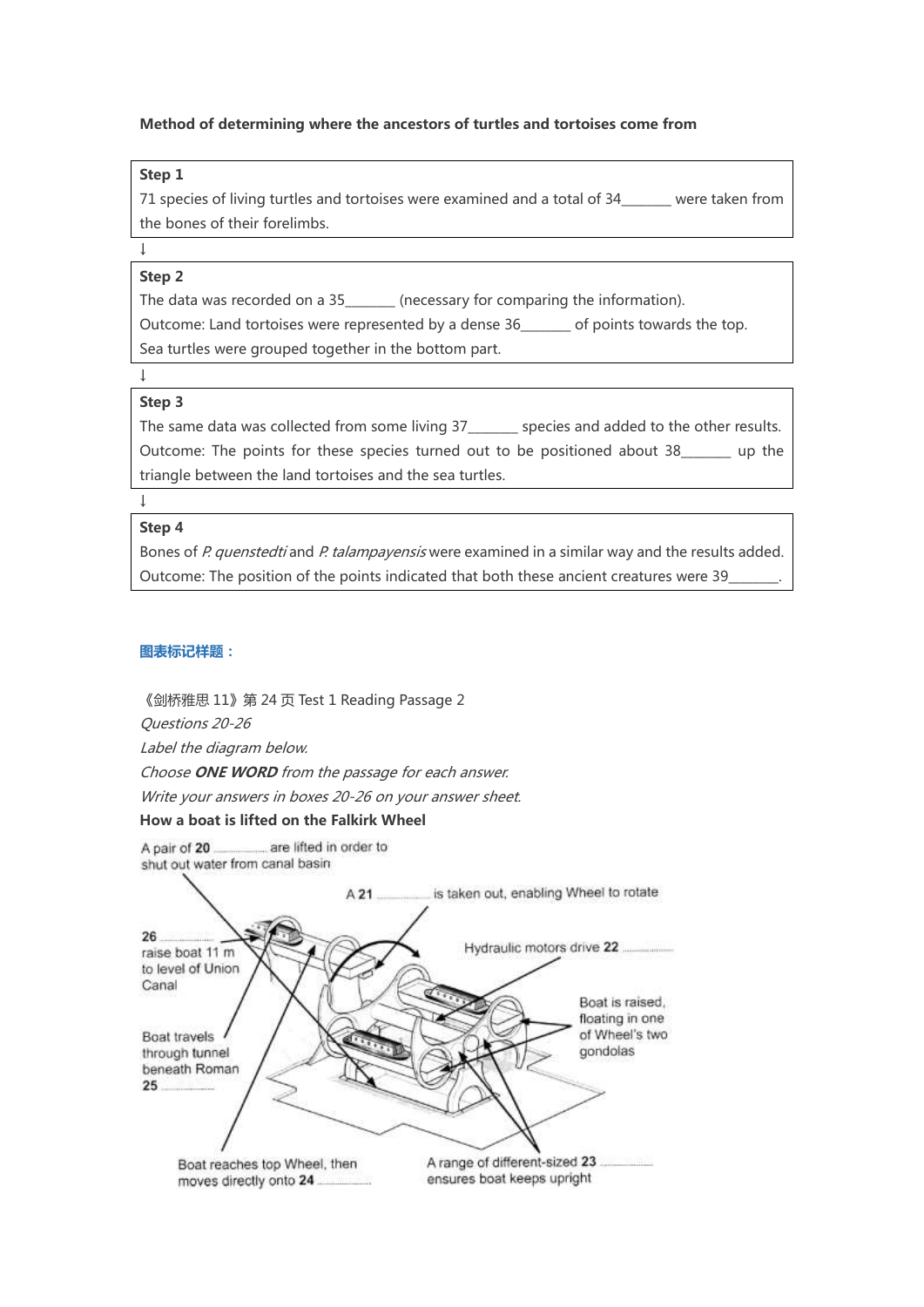**Method of determining where the ancestors of turtles and tortoises come from**

**Step 1**

71 species of living turtles and tortoises were examined and a total of 34_______ were taken from the bones of their forelimbs.

↓

**Step 2**

The data was recorded on a 35_______ (necessary for comparing the information).

Outcome: Land tortoises were represented by a dense 36_______ of points towards the top.

Sea turtles were grouped together in the bottom part.

↓

**Step 3**

The same data was collected from some living 37_______ species and added to the other results.

Outcome: The points for these species turned out to be positioned about 38_______ up the triangle between the land tortoises and the sea turtles.

↓

**Step 4**

Bones of *P. quenstedti* and *P. talampayensis* were examined in a similar way and the results added.

Outcome: The position of the points indicated that both these ancient creatures were 39_______.

**图表标记样题：**

《剑桥雅思 11》第 24 页 Test 1 Reading Passage 2

*Questions 20-26*

*Label the diagram below.*

*Choose **ONE WORD** from the passage for each answer.*

*Write your answers in boxes 20-26 on your answer sheet.*

**How a boat is lifted on the Falkirk Wheel**

A pair of **20** .................. are lifted in order to shut out water from canal basin

A **21** .................. is taken out, enabling Wheel to rotate

Hydraulic motors drive **22** ..................

Boat is raised, floating in one of Wheel's two gondolas

A range of different-sized **23** .................. ensures boat keeps upright

Boat reaches top Wheel, then moves directly onto **24** ..................

Boat travels through tunnel beneath Roman **25** ..................

**26** .................. raise boat 11 m to level of Union Canal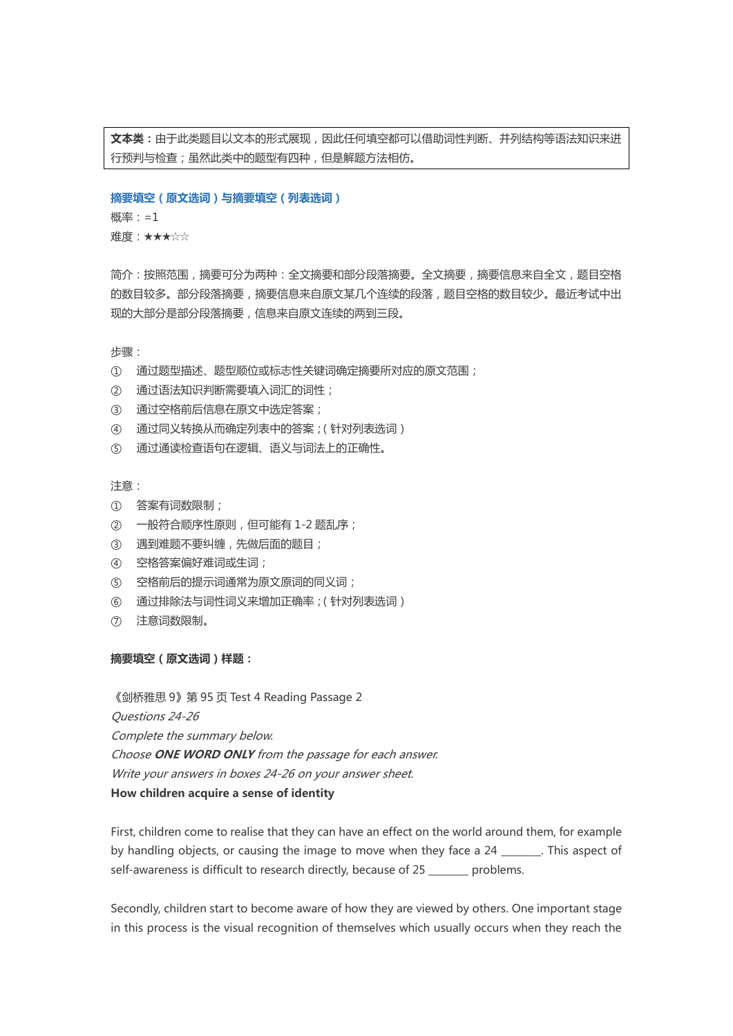**文本类：**由于此类题目以文本的形式展现，因此任何填空都可以借助词性判断、并列结构等语法知识来进行预判与检查；虽然此类中的题型有四种，但是解题方法相仿。

**摘要填空（原文选词）与摘要填空（列表选词）**

概率：=1

难度：★★★☆☆

简介：按照范围，摘要可分为两种：全文摘要和部分段落摘要。全文摘要，摘要信息来自全文，题目空格的数目较多。部分段落摘要，摘要信息来自原文某几个连续的段落，题目空格的数目较少。最近考试中出现的大部分是部分段落摘要，信息来自原文连续的两到三段。

步骤：

① 通过题型描述、题型顺位或标志性关键词确定摘要所对应的原文范围；

② 通过语法知识判断需要填入词汇的词性；

③ 通过空格前后信息在原文中选定答案；

④ 通过同义转换从而确定列表中的答案；（针对列表选词）

⑤ 通过通读检查语句在逻辑、语义与词法上的正确性。

注意：

① 答案有词数限制；

② 一般符合顺序性原则，但可能有 1-2 题乱序；

③ 遇到难题不要纠缠，先做后面的题目；

④ 空格答案偏好难词或生词；

⑤ 空格前后的提示词通常为原文原词的同义词；

⑥ 通过排除法与词性词义来增加正确率；（针对列表选词）

⑦ 注意词数限制。

**摘要填空（原文选词）样题：**

《剑桥雅思 9》第 95 页 Test 4 Reading Passage 2

*Questions 24-26*

*Complete the summary below.*

*Choose **ONE WORD ONLY** from the passage for each answer.*

*Write your answers in boxes 24-26 on your answer sheet.*

**How children acquire a sense of identity**

First, children come to realise that they can have an effect on the world around them, for example by handling objects, or causing the image to move when they face a 24 _______. This aspect of self-awareness is difficult to research directly, because of 25 _______ problems.

Secondly, children start to become aware of how they are viewed by others. One important stage in this process is the visual recognition of themselves which usually occurs when they reach the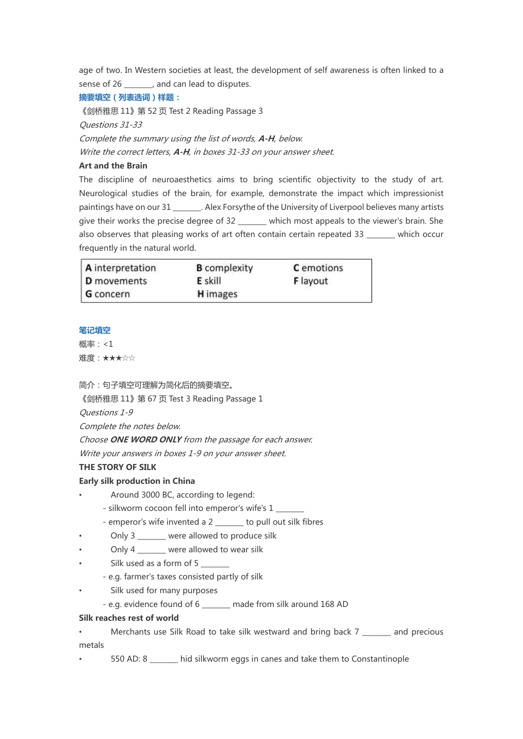age of two. In Western societies at least, the development of self awareness is often linked to a sense of 26 _______, and can lead to disputes.

**摘要填空（列表选词）样题：**

《剑桥雅思 11》第 52 页 Test 2 Reading Passage 3

*Questions 31-33*

*Complete the summary using the list of words, **A-H**, below.*

*Write the correct letters, **A-H**, in boxes 31-33 on your answer sheet.*

**Art and the Brain**

The discipline of neuroaesthetics aims to bring scientific objectivity to the study of art. Neurological studies of the brain, for example, demonstrate the impact which impressionist paintings have on our 31 _______. Alex Forsythe of the University of Liverpool believes many artists give their works the precise degree of 32 _______ which most appeals to the viewer's brain. She also observes that pleasing works of art often contain certain repeated 33 _______ which occur frequently in the natural world.

| | | |
|---|---|---|
| **A** interpretation | **B** complexity | **C** emotions |
| **D** movements | **E** skill | **F** layout |
| **G** concern | **H** images | |

**笔记填空**

概率：<1

难度：★★★☆☆

简介：句子填空可理解为简化后的摘要填空。

《剑桥雅思 11》第 67 页 Test 3 Reading Passage 1

*Questions 1-9*

*Complete the notes below.*

*Choose **ONE WORD ONLY** from the passage for each answer.*

*Write your answers in boxes 1-9 on your answer sheet.*

**THE STORY OF SILK**

**Early silk production in China**

- Around 3000 BC, according to legend:
  - silkworm cocoon fell into emperor's wife's 1 _______
  - emperor's wife invented a 2 _______ to pull out silk fibres
- Only 3 _______ were allowed to produce silk
- Only 4 _______ were allowed to wear silk
- Silk used as a form of 5 _______
  - e.g. farmer's taxes consisted partly of silk
- Silk used for many purposes
  - e.g. evidence found of 6 _______ made from silk around 168 AD

**Silk reaches rest of world**

- Merchants use Silk Road to take silk westward and bring back 7 _______ and precious metals
- 550 AD: 8 _______ hid silkworm eggs in canes and take them to Constantinople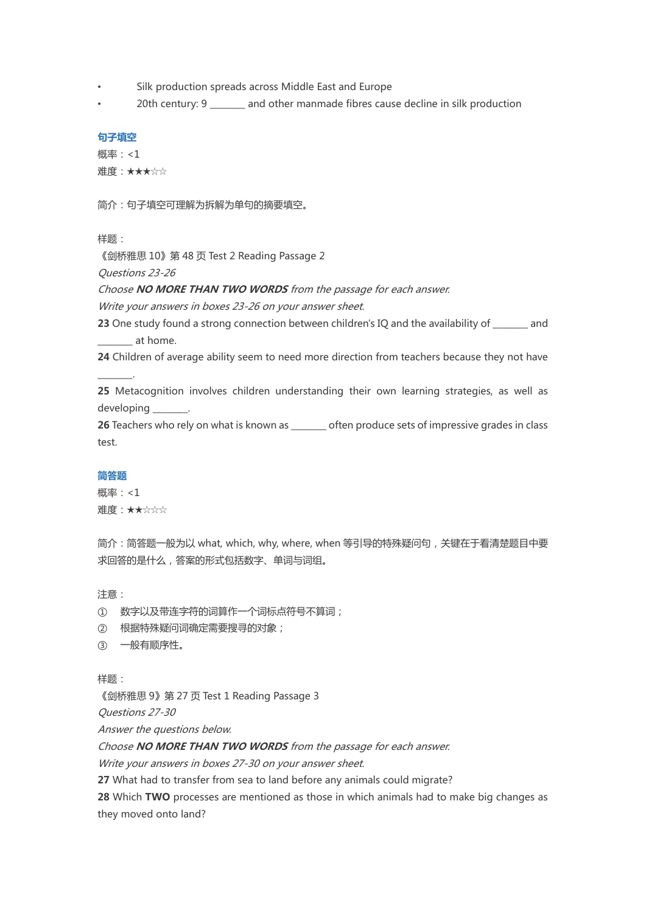- Silk production spreads across Middle East and Europe
- 20th century: 9 _______ and other manmade fibres cause decline in silk production

### 句子填空

概率：<1

难度：★★★☆☆

简介：句子填空可理解为拆解为单句的摘要填空。

样题：

《剑桥雅思 10》第 48 页 Test 2 Reading Passage 2

*Questions 23-26*

*Choose **NO MORE THAN TWO WORDS** from the passage for each answer.*

*Write your answers in boxes 23-26 on your answer sheet.*

**23** One study found a strong connection between children's IQ and the availability of _______ and _______ at home.

**24** Children of average ability seem to need more direction from teachers because they not have _______.

**25** Metacognition involves children understanding their own learning strategies, as well as developing _______.

**26** Teachers who rely on what is known as _______ often produce sets of impressive grades in class test.

### 简答题

概率：<1

难度：★★☆☆☆

简介：简答题一般为以 what, which, why, where, when 等引导的特殊疑问句，关键在于看清楚题目中要求回答的是什么，答案的形式包括数字、单词与词组。

注意：

① 数字以及带连字符的词算作一个词标点符号不算词；

② 根据特殊疑问词确定需要搜寻的对象；

③ 一般有顺序性。

样题：

《剑桥雅思 9》第 27 页 Test 1 Reading Passage 3

*Questions 27-30*

*Answer the questions below.*

*Choose **NO MORE THAN TWO WORDS** from the passage for each answer.*

*Write your answers in boxes 27-30 on your answer sheet.*

**27** What had to transfer from sea to land before any animals could migrate?

**28** Which **TWO** processes are mentioned as those in which animals had to make big changes as they moved onto land?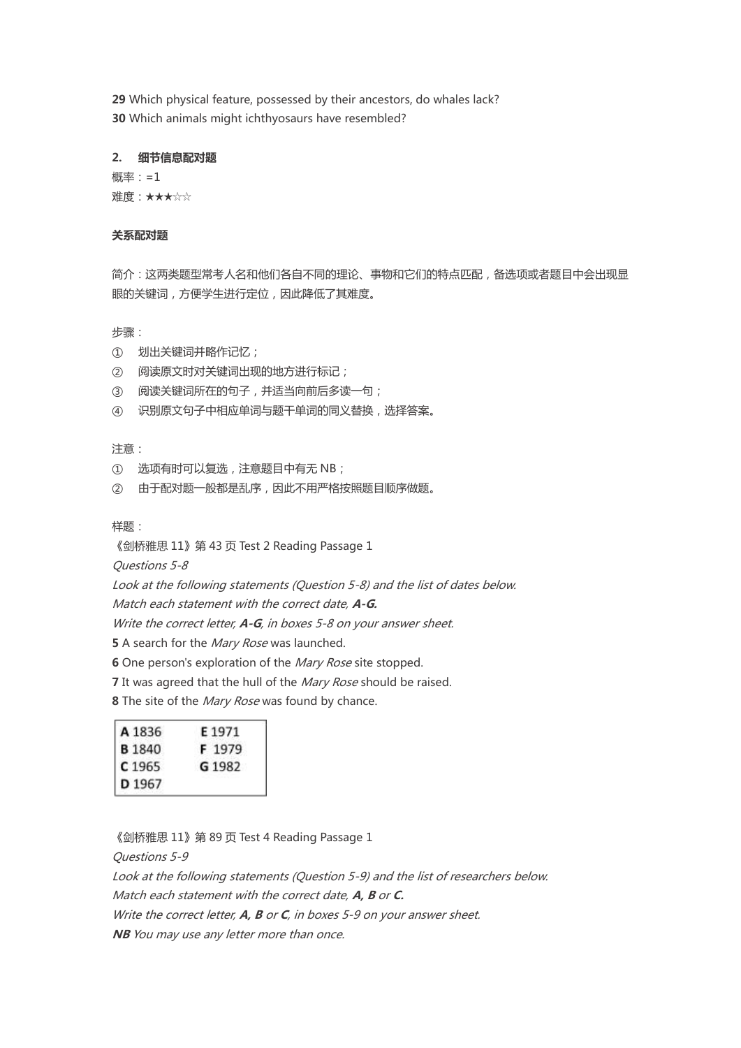**29** Which physical feature, possessed by their ancestors, do whales lack?
**30** Which animals might ichthyosaurs have resembled?

**2. 细节信息配对题**

概率：=1

难度：★★★☆☆

**关系配对题**

简介：这两类题型常考人名和他们各自不同的理论、事物和它们的特点匹配，备选项或者题目中会出现显眼的关键词，方便学生进行定位，因此降低了其难度。

步骤：

① 划出关键词并略作记忆；
② 阅读原文时对关键词出现的地方进行标记；
③ 阅读关键词所在的句子，并适当向前后多读一句；
④ 识别原文句子中相应单词与题干单词的同义替换，选择答案。

注意：

① 选项有时可以复选，注意题目中有无 NB；
② 由于配对题一般都是乱序，因此不用严格按照题目顺序做题。

样题：

《剑桥雅思 11》第 43 页 Test 2 Reading Passage 1

*Questions 5-8*

*Look at the following statements (Question 5-8) and the list of dates below.*

*Match each statement with the correct date, **A-G.***

*Write the correct letter, **A-G**, in boxes 5-8 on your answer sheet.*

**5** A search for the *Mary Rose* was launched.
**6** One person's exploration of the *Mary Rose* site stopped.
**7** It was agreed that the hull of the *Mary Rose* should be raised.
**8** The site of the *Mary Rose* was found by chance.

| | |
|---|---|
| **A** 1836 | **E** 1971 |
| **B** 1840 | **F** 1979 |
| **C** 1965 | **G** 1982 |
| **D** 1967 | |

《剑桥雅思 11》第 89 页 Test 4 Reading Passage 1

*Questions 5-9*

*Look at the following statements (Question 5-9) and the list of researchers below.*

*Match each statement with the correct date, **A, B** or **C.***

*Write the correct letter, **A, B** or **C**, in boxes 5-9 on your answer sheet.*

***NB** You may use any letter more than once.*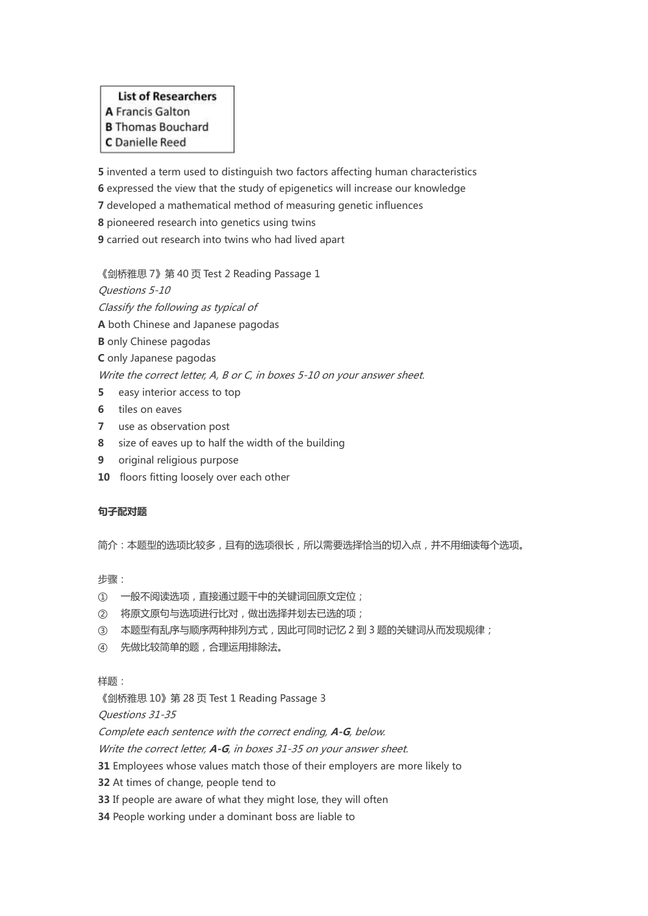**List of Researchers**
**A** Francis Galton
**B** Thomas Bouchard
**C** Danielle Reed

**5** invented a term used to distinguish two factors affecting human characteristics
**6** expressed the view that the study of epigenetics will increase our knowledge
**7** developed a mathematical method of measuring genetic influences
**8** pioneered research into genetics using twins
**9** carried out research into twins who had lived apart

《剑桥雅思 7》第 40 页 Test 2 Reading Passage 1
*Questions 5-10*
*Classify the following as typical of*
**A** both Chinese and Japanese pagodas
**B** only Chinese pagodas
**C** only Japanese pagodas
*Write the correct letter, A, B or C, in boxes 5-10 on your answer sheet.*
**5** easy interior access to top
**6** tiles on eaves
**7** use as observation post
**8** size of eaves up to half the width of the building
**9** original religious purpose
**10** floors fitting loosely over each other

**句子配对题**

简介：本题型的选项比较多，且有的选项很长，所以需要选择恰当的切入点，并不用细读每个选项。

步骤：
① 一般不阅读选项，直接通过题干中的关键词回原文定位；
② 将原文原句与选项进行比对，做出选择并划去已选的项；
③ 本题型有乱序与顺序两种排列方式，因此可同时记忆 2 到 3 题的关键词从而发现规律；
④ 先做比较简单的题，合理运用排除法。

样题：
《剑桥雅思 10》第 28 页 Test 1 Reading Passage 3
*Questions 31-35*
*Complete each sentence with the correct ending,* ***A-G****, below.*
*Write the correct letter,* ***A-G****, in boxes 31-35 on your answer sheet.*
**31** Employees whose values match those of their employers are more likely to
**32** At times of change, people tend to
**33** If people are aware of what they might lose, they will often
**34** People working under a dominant boss are liable to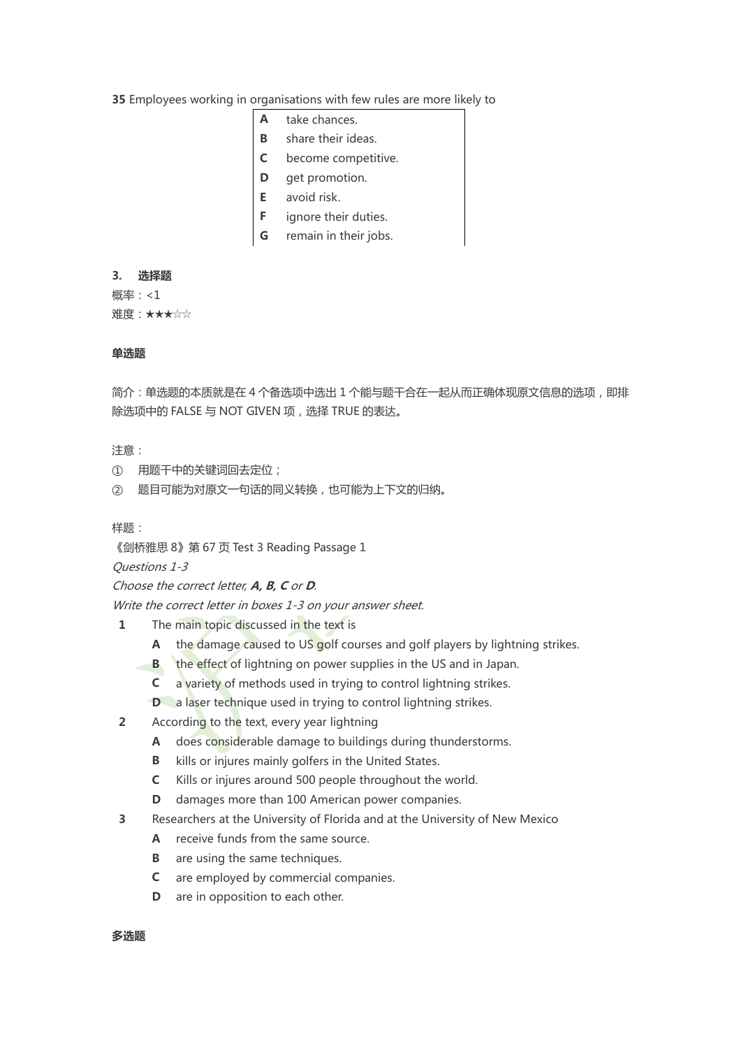**35** Employees working in organisations with few rules are more likely to

| | |
|---|---|
| **A** | take chances. |
| **B** | share their ideas. |
| **C** | become competitive. |
| **D** | get promotion. |
| **E** | avoid risk. |
| **F** | ignore their duties. |
| **G** | remain in their jobs. |

**3. 选择题**

概率：<1

难度：★★★☆☆

**单选题**

简介：单选题的本质就是在 4 个备选项中选出 1 个能与题干合在一起从而正确体现原文信息的选项，即排除选项中的 FALSE 与 NOT GIVEN 项，选择 TRUE 的表达。

注意：

① 用题干中的关键词回去定位；

② 题目可能为对原文一句话的同义转换，也可能为上下文的归纳。

样题：

《剑桥雅思 8》第 67 页 Test 3 Reading Passage 1

*Questions 1-3*

*Choose the correct letter,* ***A, B, C*** *or* ***D****.*

*Write the correct letter in boxes 1-3 on your answer sheet.*

**1** The main topic discussed in the text is

**A** the damage caused to US golf courses and golf players by lightning strikes.

**B** the effect of lightning on power supplies in the US and in Japan.

**C** a variety of methods used in trying to control lightning strikes.

**D** a laser technique used in trying to control lightning strikes.

**2** According to the text, every year lightning

**A** does considerable damage to buildings during thunderstorms.

**B** kills or injures mainly golfers in the United States.

**C** Kills or injures around 500 people throughout the world.

**D** damages more than 100 American power companies.

**3** Researchers at the University of Florida and at the University of New Mexico

**A** receive funds from the same source.

**B** are using the same techniques.

**C** are employed by commercial companies.

**D** are in opposition to each other.

**多选题**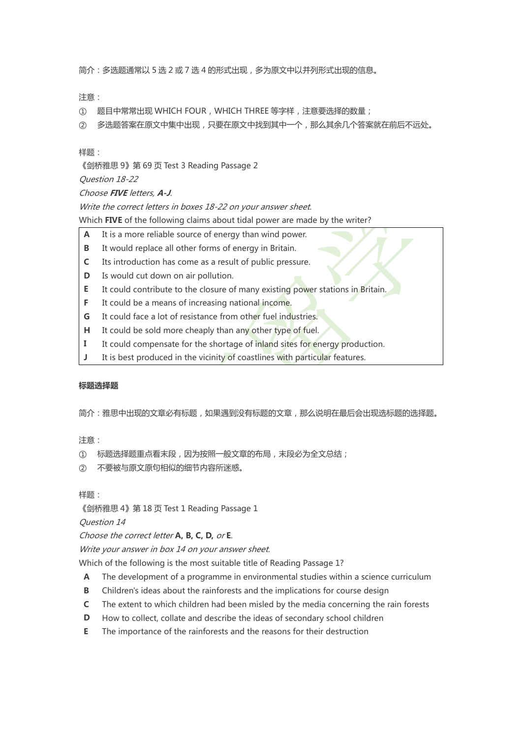简介：多选题通常以 5 选 2 或 7 选 4 的形式出现，多为原文中以并列形式出现的信息。

注意：

① 题目中常常出现 WHICH FOUR，WHICH THREE 等字样，注意要选择的数量；

② 多选题答案在原文中集中出现，只要在原文中找到其中一个，那么其余几个答案就在前后不远处。

样题：

《剑桥雅思 9》第 69 页 Test 3 Reading Passage 2

*Question 18-22*

*Choose* ***FIVE*** *letters,* ***A-J***.

*Write the correct letters in boxes 18-22 on your answer sheet.*

Which **FIVE** of the following claims about tidal power are made by the writer?

| | |
|---|---|
| **A** | It is a more reliable source of energy than wind power. |
| **B** | It would replace all other forms of energy in Britain. |
| **C** | Its introduction has come as a result of public pressure. |
| **D** | Is would cut down on air pollution. |
| **E** | It could contribute to the closure of many existing power stations in Britain. |
| **F** | It could be a means of increasing national income. |
| **G** | It could face a lot of resistance from other fuel industries. |
| **H** | It could be sold more cheaply than any other type of fuel. |
| **I** | It could compensate for the shortage of inland sites for energy production. |
| **J** | It is best produced in the vicinity of coastlines with particular features. |

**标题选择题**

简介：雅思中出现的文章必有标题，如果遇到没有标题的文章，那么说明在最后会出现选标题的选择题。

注意：

① 标题选择题重点看末段，因为按照一般文章的布局，末段必为全文总结；

② 不要被与原文原句相似的细节内容所迷惑。

样题：

《剑桥雅思 4》第 18 页 Test 1 Reading Passage 1

*Question 14*

*Choose the correct letter* **A, B, C, D,** *or* **E**.

*Write your answer in box 14 on your answer sheet.*

Which of the following is the most suitable title of Reading Passage 1?

**A** The development of a programme in environmental studies within a science curriculum

**B** Children's ideas about the rainforests and the implications for course design

**C** The extent to which children had been misled by the media concerning the rain forests

**D** How to collect, collate and describe the ideas of secondary school children

**E** The importance of the rainforests and the reasons for their destruction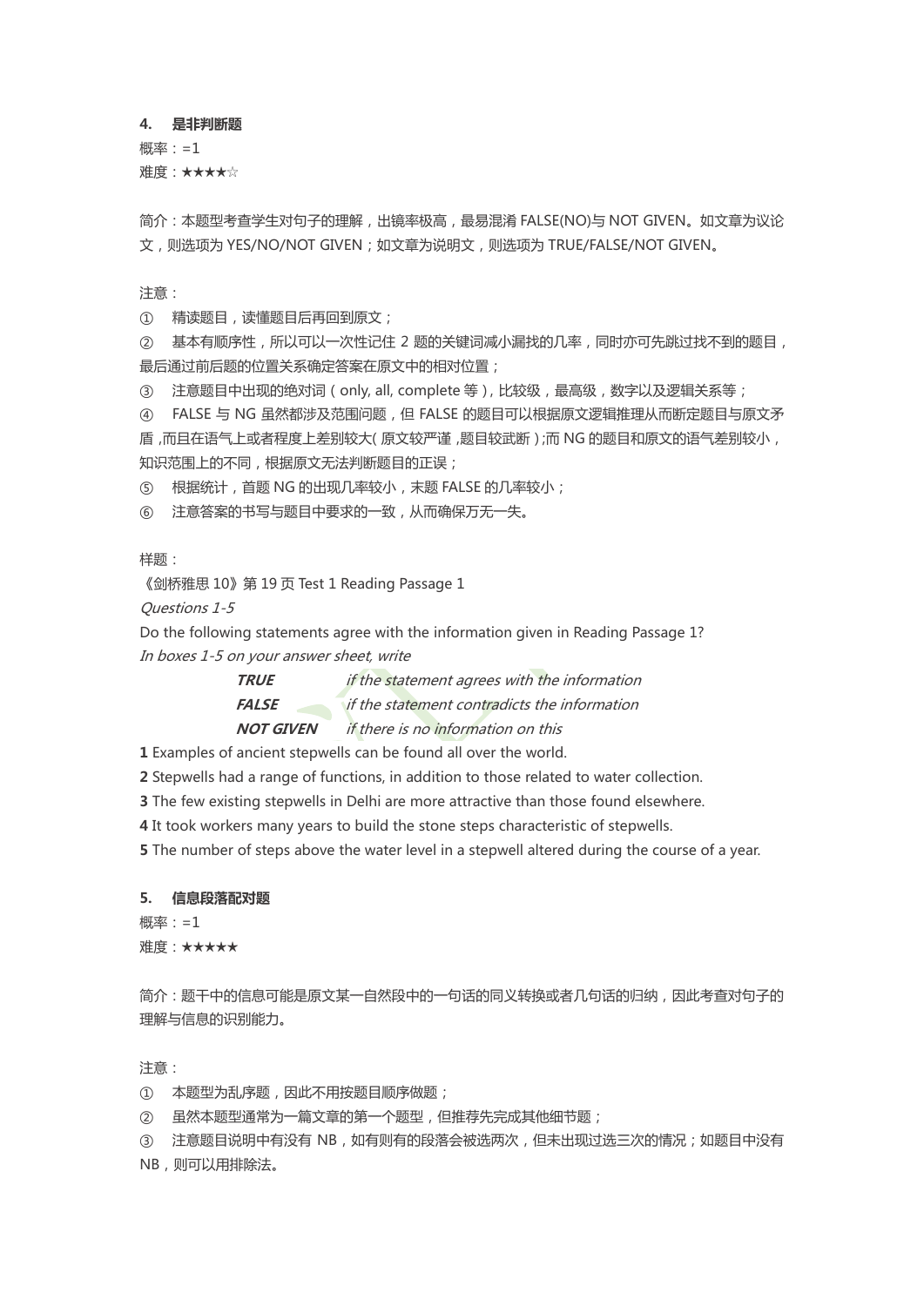### 4. 是非判断题

概率：=1

难度：★★★★☆

简介：本题型考查学生对句子的理解，出镜率极高，最易混淆 FALSE(NO)与 NOT GIVEN。如文章为议论文，则选项为 YES/NO/NOT GIVEN；如文章为说明文，则选项为 TRUE/FALSE/NOT GIVEN。

注意：

① 精读题目，读懂题目后再回到原文；

② 基本有顺序性，所以可以一次性记住 2 题的关键词减小漏找的几率，同时亦可先跳过找不到的题目，最后通过前后题的位置关系确定答案在原文中的相对位置；

③ 注意题目中出现的绝对词（only, all, complete 等），比较级，最高级，数字以及逻辑关系等；

④ FALSE 与 NG 虽然都涉及范围问题，但 FALSE 的题目可以根据原文逻辑推理从而断定题目与原文矛盾，而且在语气上或者程度上差别较大(原文较严谨，题目较武断)；而 NG 的题目和原文的语气差别较小，知识范围上的不同，根据原文无法判断题目的正误；

⑤ 根据统计，首题 NG 的出现几率较小，末题 FALSE 的几率较小；

⑥ 注意答案的书写与题目中要求的一致，从而确保万无一失。

样题：

《剑桥雅思 10》第 19 页 Test 1 Reading Passage 1

*Questions 1-5*

Do the following statements agree with the information given in Reading Passage 1?

*In boxes 1-5 on your answer sheet, write*

***TRUE*** *if the statement agrees with the information*

***FALSE*** *if the statement contradicts the information*

***NOT GIVEN*** *if there is no information on this*

**1** Examples of ancient stepwells can be found all over the world.

**2** Stepwells had a range of functions, in addition to those related to water collection.

**3** The few existing stepwells in Delhi are more attractive than those found elsewhere.

**4** It took workers many years to build the stone steps characteristic of stepwells.

**5** The number of steps above the water level in a stepwell altered during the course of a year.

### 5. 信息段落配对题

概率：=1

难度：★★★★★

简介：题干中的信息可能是原文某一自然段中的一句话的同义转换或者几句话的归纳，因此考查对句子的理解与信息的识别能力。

注意：

① 本题型为乱序题，因此不用按题目顺序做题；

② 虽然本题型通常为一篇文章的第一个题型，但推荐先完成其他细节题；

③ 注意题目说明中有没有 NB，如有则有的段落会被选两次，但未出现过选三次的情况；如题目中没有 NB，则可以用排除法。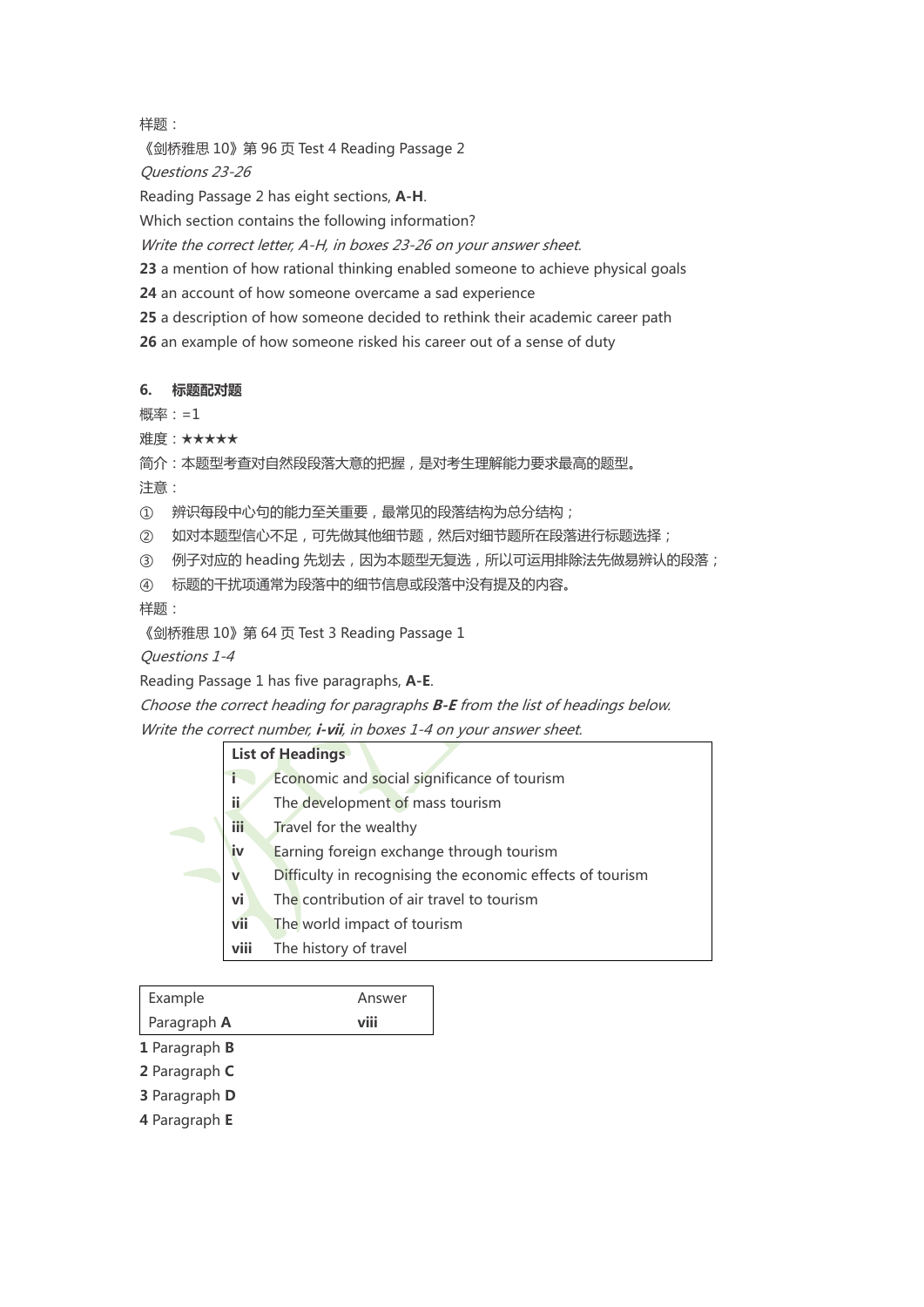样题：

《剑桥雅思 10》第 96 页 Test 4 Reading Passage 2

*Questions 23-26*

Reading Passage 2 has eight sections, **A-H**.

Which section contains the following information?

*Write the correct letter, A-H, in boxes 23-26 on your answer sheet.*

**23** a mention of how rational thinking enabled someone to achieve physical goals

**24** an account of how someone overcame a sad experience

**25** a description of how someone decided to rethink their academic career path

**26** an example of how someone risked his career out of a sense of duty

### 6. 标题配对题

概率：=1

难度：★★★★★

简介：本题型考查对自然段段落大意的把握，是对考生理解能力要求最高的题型。

注意：

① 辨识每段中心句的能力至关重要，最常见的段落结构为总分结构；

② 如对本题型信心不足，可先做其他细节题，然后对细节题所在段落进行标题选择；

③ 例子对应的 heading 先划去，因为本题型无复选，所以可运用排除法先做易辨认的段落；

④ 标题的干扰项通常为段落中的细节信息或段落中没有提及的内容。

样题：

《剑桥雅思 10》第 64 页 Test 3 Reading Passage 1

*Questions 1-4*

Reading Passage 1 has five paragraphs, **A-E**.

*Choose the correct heading for paragraphs **B-E** from the list of headings below.*

*Write the correct number, **i-vii**, in boxes 1-4 on your answer sheet.*

| **List of Headings** | |
|---|---|
| **i** | Economic and social significance of tourism |
| **ii** | The development of mass tourism |
| **iii** | Travel for the wealthy |
| **iv** | Earning foreign exchange through tourism |
| **v** | Difficulty in recognising the economic effects of tourism |
| **vi** | The contribution of air travel to tourism |
| **vii** | The world impact of tourism |
| **viii** | The history of travel |

| Example | Answer |
|---|---|
| Paragraph **A** | **viii** |

**1** Paragraph **B**

**2** Paragraph **C**

**3** Paragraph **D**

**4** Paragraph **E**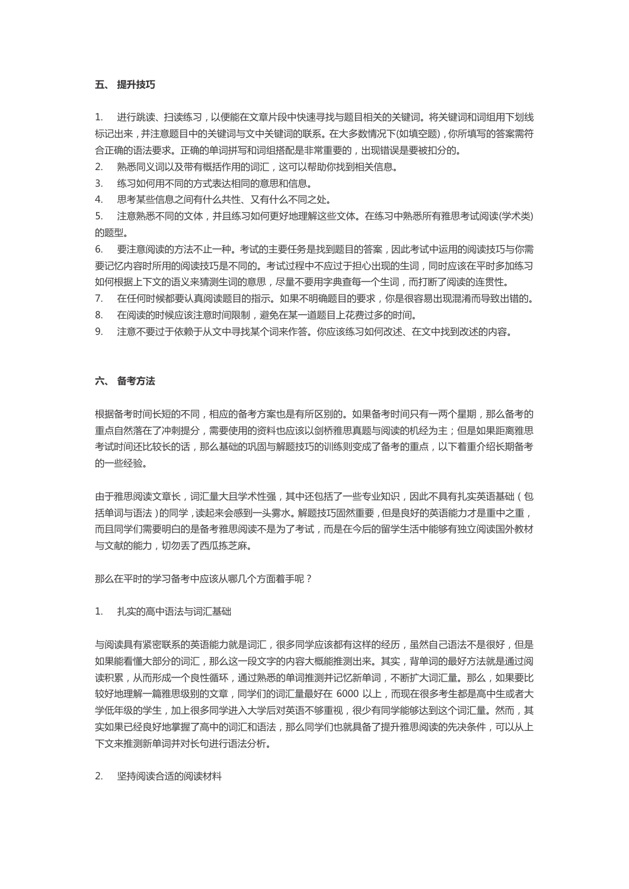## 五、 提升技巧

1. 进行跳读、扫读练习，以便能在文章片段中快速寻找与题目相关的关键词。将关键词和词组用下划线标记出来，并注意题目中的关键词与文中关键词的联系。在大多数情况下(如填空题)，你所填写的答案需符合正确的语法要求。正确的单词拼写和词组搭配是非常重要的，出现错误是要被扣分的。
2. 熟悉同义词以及带有概括作用的词汇，这可以帮助你找到相关信息。
3. 练习如何用不同的方式表达相同的意思和信息。
4. 思考某些信息之间有什么共性、又有什么不同之处。
5. 注意熟悉不同的文体，并且练习如何更好地理解这些文体。在练习中熟悉所有雅思考试阅读(学术类)的题型。
6. 要注意阅读的方法不止一种。考试的主要任务是找到题目的答案，因此考试中运用的阅读技巧与你需要记忆内容时所用的阅读技巧是不同的。考试过程中不应过于担心出现的生词，同时应该在平时多加练习如何根据上下文的语义来猜测生词的意思，尽量不要用字典查每一个生词，而打断了阅读的连贯性。
7. 在任何时候都要认真阅读题目的指示。如果不明确题目的要求，你是很容易出现混淆而导致出错的。
8. 在阅读的时候应该注意时间限制，避免在某一道题目上花费过多的时间。
9. 注意不要过于依赖于从文中寻找某个词来作答。你应该练习如何改述、在文中找到改述的内容。

## 六、 备考方法

根据备考时间长短的不同，相应的备考方案也是有所区别的。如果备考时间只有一两个星期，那么备考的重点自然落在了冲刺提分，需要使用的资料也应该以剑桥雅思真题与阅读的机经为主；但是如果距离雅思考试时间还比较长的话，那么基础的巩固与解题技巧的训练则变成了备考的重点，以下着重介绍长期备考的一些经验。

由于雅思阅读文章长，词汇量大且学术性强，其中还包括了一些专业知识，因此不具有扎实英语基础（包括单词与语法）的同学，读起来会感到一头雾水。解题技巧固然重要，但是良好的英语能力才是重中之重，而且同学们需要明白的是备考雅思阅读不是为了考试，而是在今后的留学生活中能够有独立阅读国外教材与文献的能力，切勿丢了西瓜拣芝麻。

那么在平时的学习备考中应该从哪几个方面着手呢？

1. 扎实的高中语法与词汇基础

与阅读具有紧密联系的英语能力就是词汇，很多同学应该都有这样的经历，虽然自己语法不是很好，但是如果能看懂大部分的词汇，那么这一段文字的内容大概能推测出来。其实，背单词的最好方法就是通过阅读积累，从而形成一个良性循环，通过熟悉的单词推测并记忆新单词，不断扩大词汇量。那么，如果要比较好地理解一篇雅思级别的文章，同学们的词汇量最好在 6000 以上，而现在很多考生都是高中生或者大学低年级的学生，加上很多同学进入大学后对英语不够重视，很少有同学能够达到这个词汇量。然而，其实如果已经良好地掌握了高中的词汇和语法，那么同学们也就具备了提升雅思阅读的先决条件，可以从上下文来推测新单词并对长句进行语法分析。

2. 坚持阅读合适的阅读材料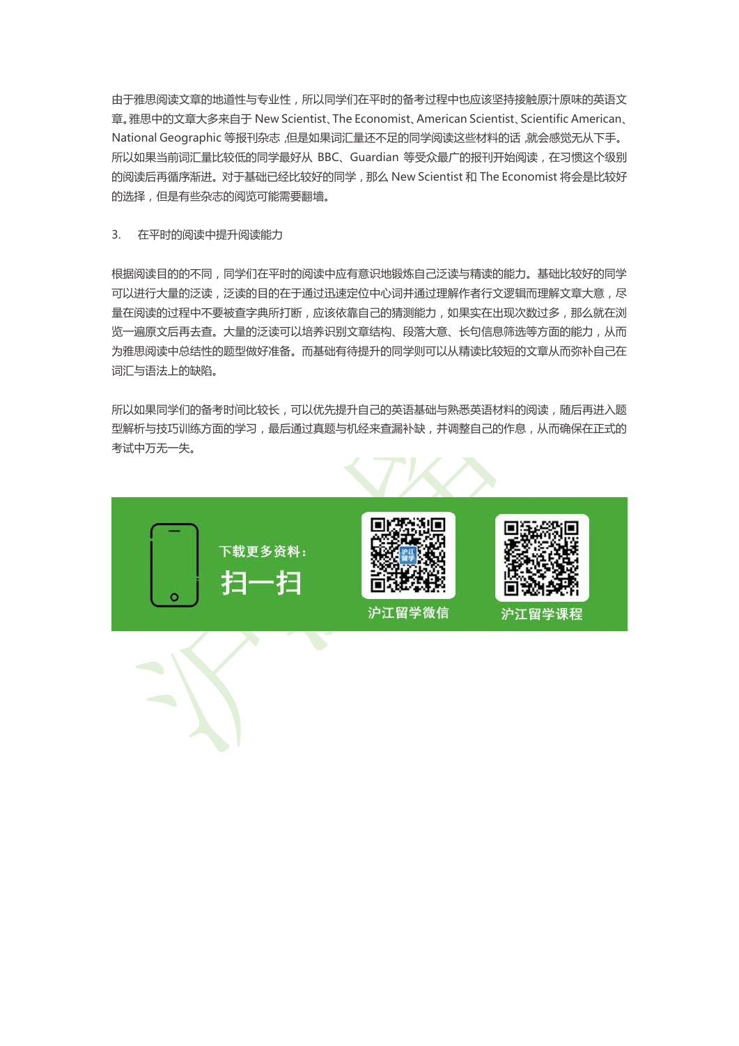由于雅思阅读文章的地道性与专业性，所以同学们在平时的备考过程中也应该坚持接触原汁原味的英语文章。雅思中的文章大多来自于 New Scientist、The Economist、American Scientist、Scientific American、National Geographic 等报刊杂志，但是如果词汇量还不足的同学阅读这些材料的话，就会感觉无从下手。所以如果当前词汇量比较低的同学最好从 BBC、Guardian 等受众最广的报刊开始阅读，在习惯这个级别的阅读后再循序渐进。对于基础已经比较好的同学，那么 New Scientist 和 The Economist 将会是比较好的选择，但是有些杂志的阅览可能需要翻墙。

3. 在平时的阅读中提升阅读能力

根据阅读目的的不同，同学们在平时的阅读中应有意识地锻炼自己泛读与精读的能力。基础比较好的同学可以进行大量的泛读，泛读的目的在于通过迅速定位中心词并通过理解作者行文逻辑而理解文章大意，尽量在阅读的过程中不要被查字典所打断，应该依靠自己的猜测能力，如果实在出现次数过多，那么就在浏览一遍原文后再去查。大量的泛读可以培养识别文章结构、段落大意、长句信息筛选等方面的能力，从而为雅思阅读中总结性的题型做好准备。而基础有待提升的同学则可以从精读比较短的文章从而弥补自己在词汇与语法上的缺陷。

所以如果同学们的备考时间比较长，可以优先提升自己的英语基础与熟悉英语材料的阅读，随后再进入题型解析与技巧训练方面的学习，最后通过真题与机经来查漏补缺，并调整自己的作息，从而确保在正式的考试中万无一失。

下载更多资料：
扫一扫

沪江留学微信

沪江留学课程